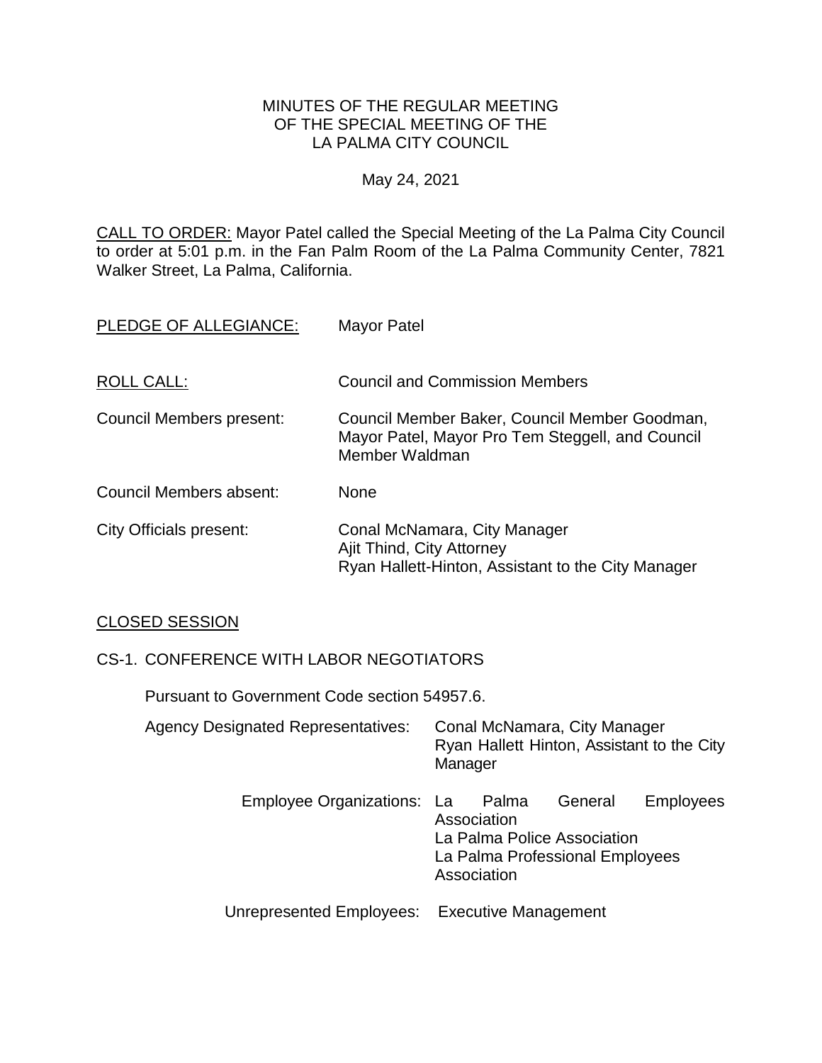MINUTES OF THE REGULAR MEETING
OF THE SPECIAL MEETING OF THE
LA PALMA CITY COUNCIL

May 24, 2021

CALL TO ORDER: Mayor Patel called the Special Meeting of the La Palma City Council to order at 5:01 p.m. in the Fan Palm Room of the La Palma Community Center, 7821 Walker Street, La Palma, California.

PLEDGE OF ALLEGIANCE: Mayor Patel

ROLL CALL: Council and Commission Members

Council Members present: Council Member Baker, Council Member Goodman, Mayor Patel, Mayor Pro Tem Steggell, and Council Member Waldman

Council Members absent: None

City Officials present: Conal McNamara, City Manager
Ajit Thind, City Attorney
Ryan Hallett-Hinton, Assistant to the City Manager

CLOSED SESSION

CS-1. CONFERENCE WITH LABOR NEGOTIATORS

Pursuant to Government Code section 54957.6.

Agency Designated Representatives: Conal McNamara, City Manager
Ryan Hallett Hinton, Assistant to the City Manager

Employee Organizations: La Palma General Employees Association
La Palma Police Association
La Palma Professional Employees Association

Unrepresented Employees: Executive Management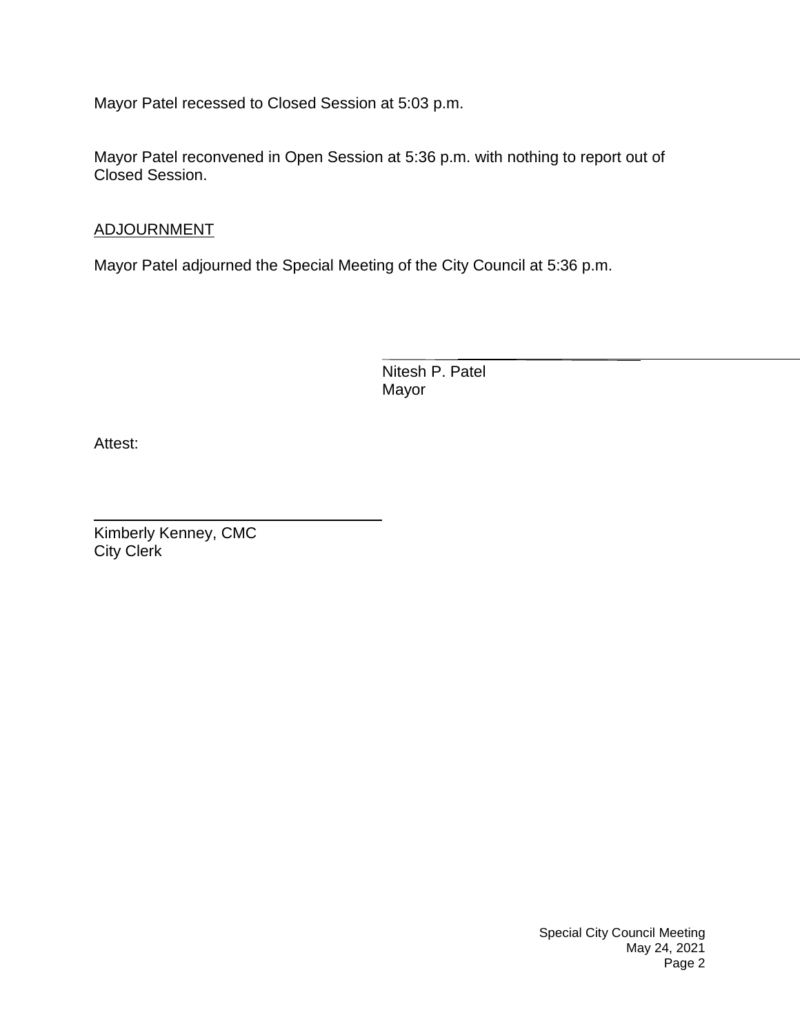Mayor Patel recessed to Closed Session at 5:03 p.m.

Mayor Patel reconvened in Open Session at 5:36 p.m. with nothing to report out of Closed Session.

## ADJOURNMENT

Mayor Patel adjourned the Special Meeting of the City Council at 5:36 p.m.

Nitesh P. Patel
Mayor

Attest:

Kimberly Kenney, CMC
City Clerk